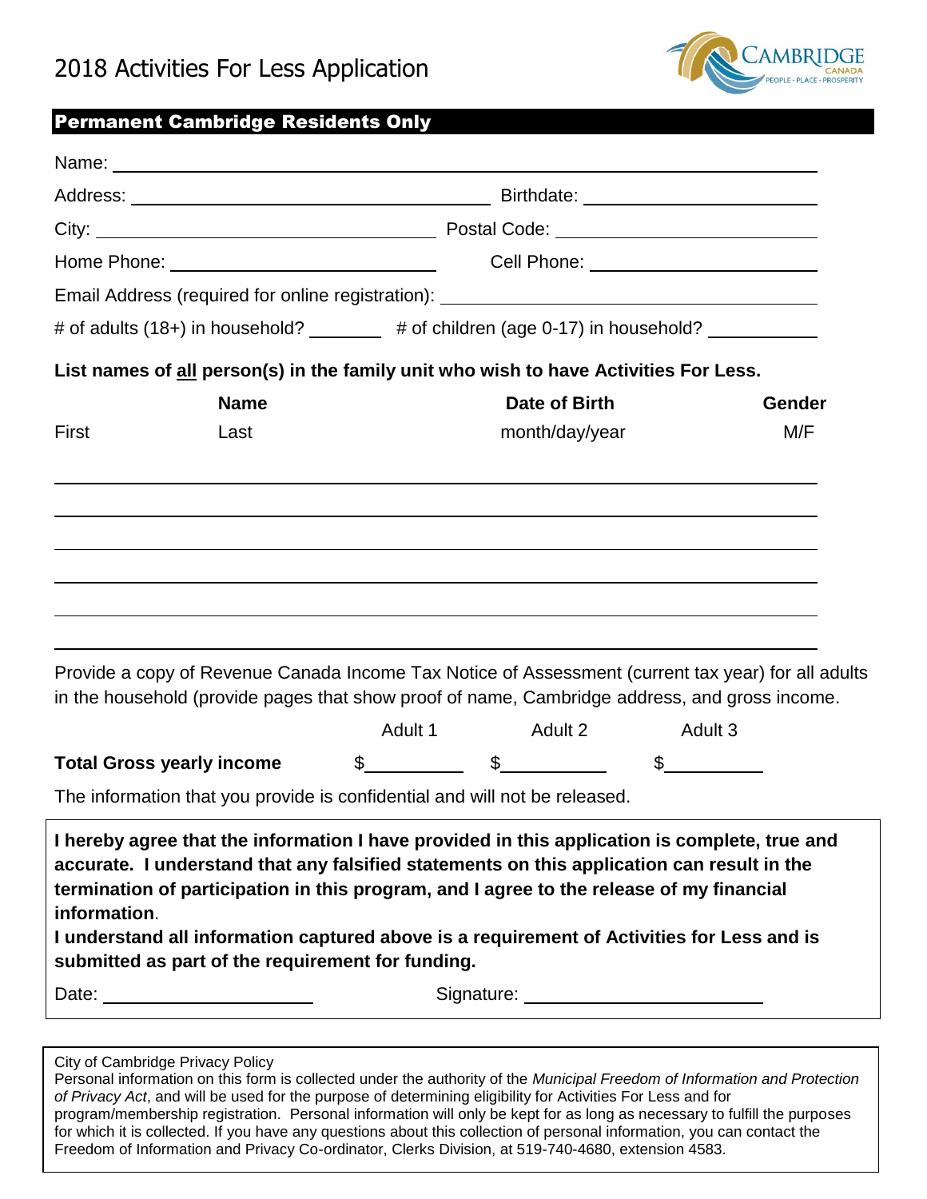# 2018 Activities For Less Application

## Permanent Cambridge Residents Only

Name: ______________________________________________

Address: ______________________________ Birthdate: ____________________

City: ______________________________ Postal Code: ____________________

Home Phone: ____________________ Cell Phone: ____________________

Email Address (required for online registration): ______________________________

# of adults (18+) in household? ________ # of children (age 0-17) in household? ________

**List names of <u>all</u> person(s) in the family unit who wish to have Activities For Less.**

| Name | | Date of Birth | Gender |
|---|---|---|---|
| First | Last | month/day/year | M/F |
| | | | |
| | | | |
| | | | |
| | | | |
| | | | |
| | | | |

Provide a copy of Revenue Canada Income Tax Notice of Assessment (current tax year) for all adults in the household (provide pages that show proof of name, Cambridge address, and gross income.

| | Adult 1 | Adult 2 | Adult 3 |
|---|---|---|---|
| **Total Gross yearly income** | $________ | $________ | $________ |

The information that you provide is confidential and will not be released.

**I hereby agree that the information I have provided in this application is complete, true and accurate. I understand that any falsified statements on this application can result in the termination of participation in this program, and I agree to the release of my financial information**.

**I understand all information captured above is a requirement of Activities for Less and is submitted as part of the requirement for funding.**

Date: ____________________ Signature: ____________________

City of Cambridge Privacy Policy
Personal information on this form is collected under the authority of the *Municipal Freedom of Information and Protection of Privacy Act*, and will be used for the purpose of determining eligibility for Activities For Less and for program/membership registration. Personal information will only be kept for as long as necessary to fulfill the purposes for which it is collected. If you have any questions about this collection of personal information, you can contact the Freedom of Information and Privacy Co-ordinator, Clerks Division, at 519-740-4680, extension 4583.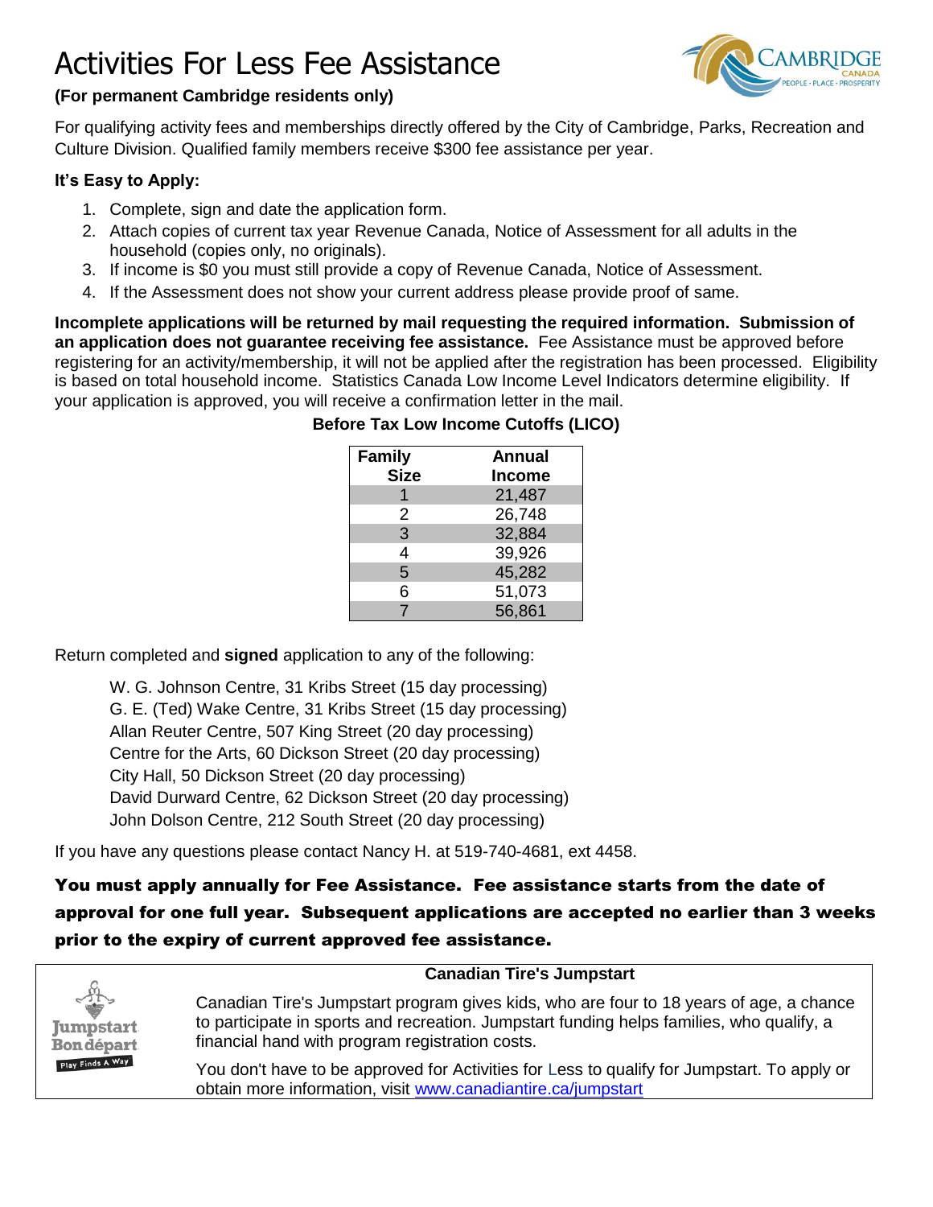# Activities For Less Fee Assistance

**(For permanent Cambridge residents only)**

For qualifying activity fees and memberships directly offered by the City of Cambridge, Parks, Recreation and Culture Division. Qualified family members receive $300 fee assistance per year.

**It's Easy to Apply:**

1. Complete, sign and date the application form.
2. Attach copies of current tax year Revenue Canada, Notice of Assessment for all adults in the household (copies only, no originals).
3. If income is $0 you must still provide a copy of Revenue Canada, Notice of Assessment.
4. If the Assessment does not show your current address please provide proof of same.

**Incomplete applications will be returned by mail requesting the required information. Submission of an application does not guarantee receiving fee assistance.** Fee Assistance must be approved before registering for an activity/membership, it will not be applied after the registration has been processed. Eligibility is based on total household income. Statistics Canada Low Income Level Indicators determine eligibility. If your application is approved, you will receive a confirmation letter in the mail.

**Before Tax Low Income Cutoffs (LICO)**

| Family Size | Annual Income |
|---|---|
| 1 | 21,487 |
| 2 | 26,748 |
| 3 | 32,884 |
| 4 | 39,926 |
| 5 | 45,282 |
| 6 | 51,073 |
| 7 | 56,861 |

Return completed and **signed** application to any of the following:

W. G. Johnson Centre, 31 Kribs Street (15 day processing)
G. E. (Ted) Wake Centre, 31 Kribs Street (15 day processing)
Allan Reuter Centre, 507 King Street (20 day processing)
Centre for the Arts, 60 Dickson Street (20 day processing)
City Hall, 50 Dickson Street (20 day processing)
David Durward Centre, 62 Dickson Street (20 day processing)
John Dolson Centre, 212 South Street (20 day processing)

If you have any questions please contact Nancy H. at 519-740-4681, ext 4458.

**You must apply annually for Fee Assistance. Fee assistance starts from the date of approval for one full year. Subsequent applications are accepted no earlier than 3 weeks prior to the expiry of current approved fee assistance.**

**Canadian Tire's Jumpstart**

Jumpstart Bon départ Play Finds A Way

Canadian Tire's Jumpstart program gives kids, who are four to 18 years of age, a chance to participate in sports and recreation. Jumpstart funding helps families, who qualify, a financial hand with program registration costs.

You don't have to be approved for Activities for Less to qualify for Jumpstart. To apply or obtain more information, visit [www.canadiantire.ca/jumpstart](www.canadiantire.ca/jumpstart)